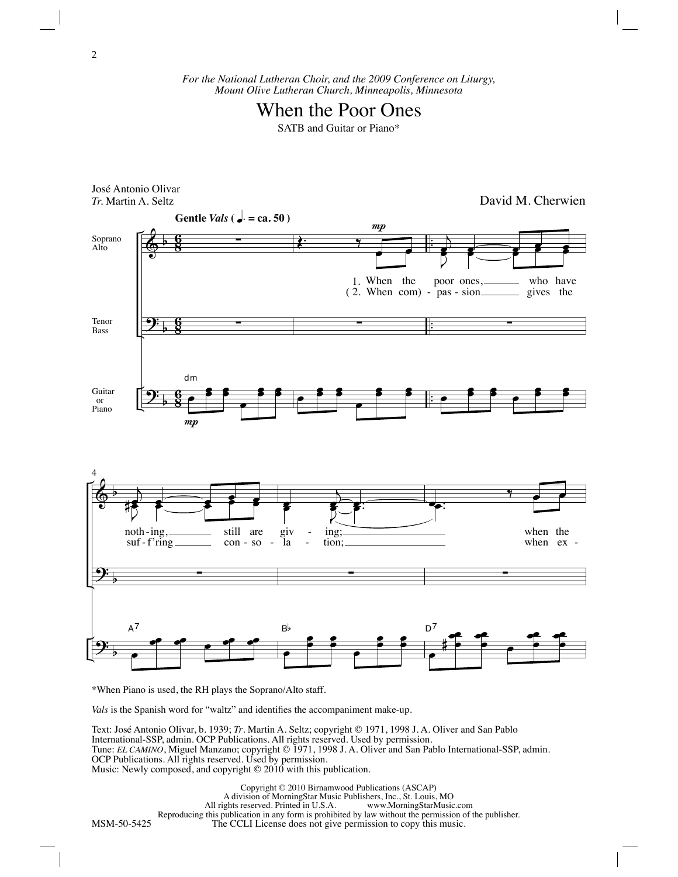*For the National Lutheran Choir, and the 2009 Conference on Liturgy, Mount Olive Lutheran Church, Minneapolis, Minnesota*

# When the Poor Ones

SATB and Guitar or Piano*

José Antonio Olivar
*Tr.* Martin A. Seltz

David M. Cherwien

**Gentle *Vals* (♩. = ca. 50 )**

1. When the poor ones, who have nothing, still are giving; when the
(2. When com) - passion gives the suf - f'ring con - so - la - tion; when ex -

\*When Piano is used, the RH plays the Soprano/Alto staff.

*Vals* is the Spanish word for "waltz" and identifies the accompaniment make-up.

Text: José Antonio Olivar, b. 1939; *Tr.* Martin A. Seltz; copyright © 1971, 1998 J. A. Oliver and San Pablo International-SSP, admin. OCP Publications. All rights reserved. Used by permission.
Tune: *EL CAMINO*, Miguel Manzano; copyright © 1971, 1998 J. A. Oliver and San Pablo International-SSP, admin. OCP Publications. All rights reserved. Used by permission.
Music: Newly composed, and copyright © 2010 with this publication.

Copyright © 2010 Birnamwood Publications (ASCAP)
A division of MorningStar Music Publishers, Inc., St. Louis, MO
All rights reserved. Printed in U.S.A. www.MorningStarMusic.com
Reproducing this publication in any form is prohibited by law without the permission of the publisher.
The CCLI License does not give permission to copy this music.

MSM-50-5425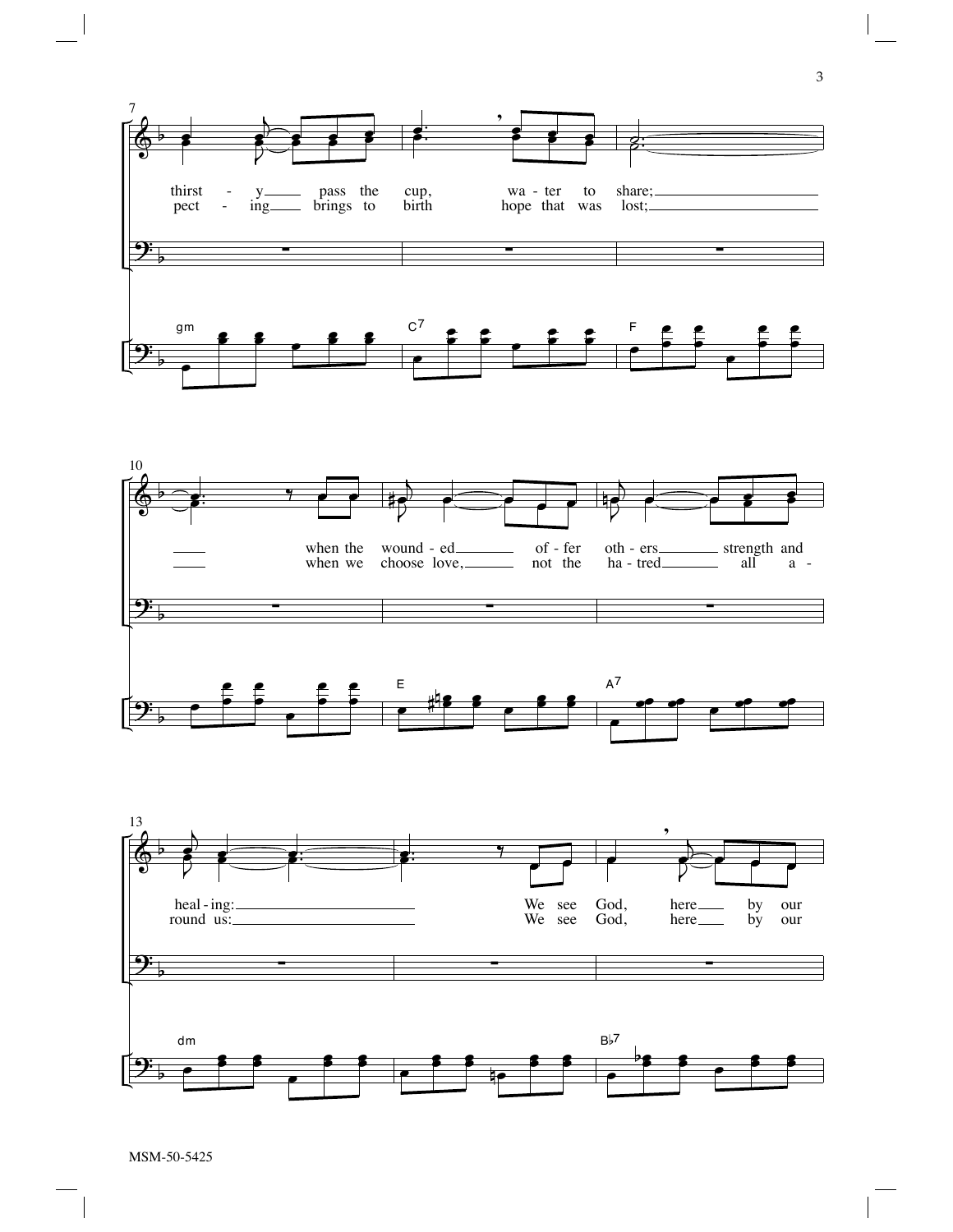7

thirst - y pass the cup, wa - ter to share;
pect - ing brings to birth hope that was lost;

gm C7 F

10

when the wound - ed of - fer oth - ers strength and
when we choose love, not the ha - tred all a -

E A7

13

heal - ing: We see God, here by our
round us: We see God, here by our

dm B♭7

MSM-50-5425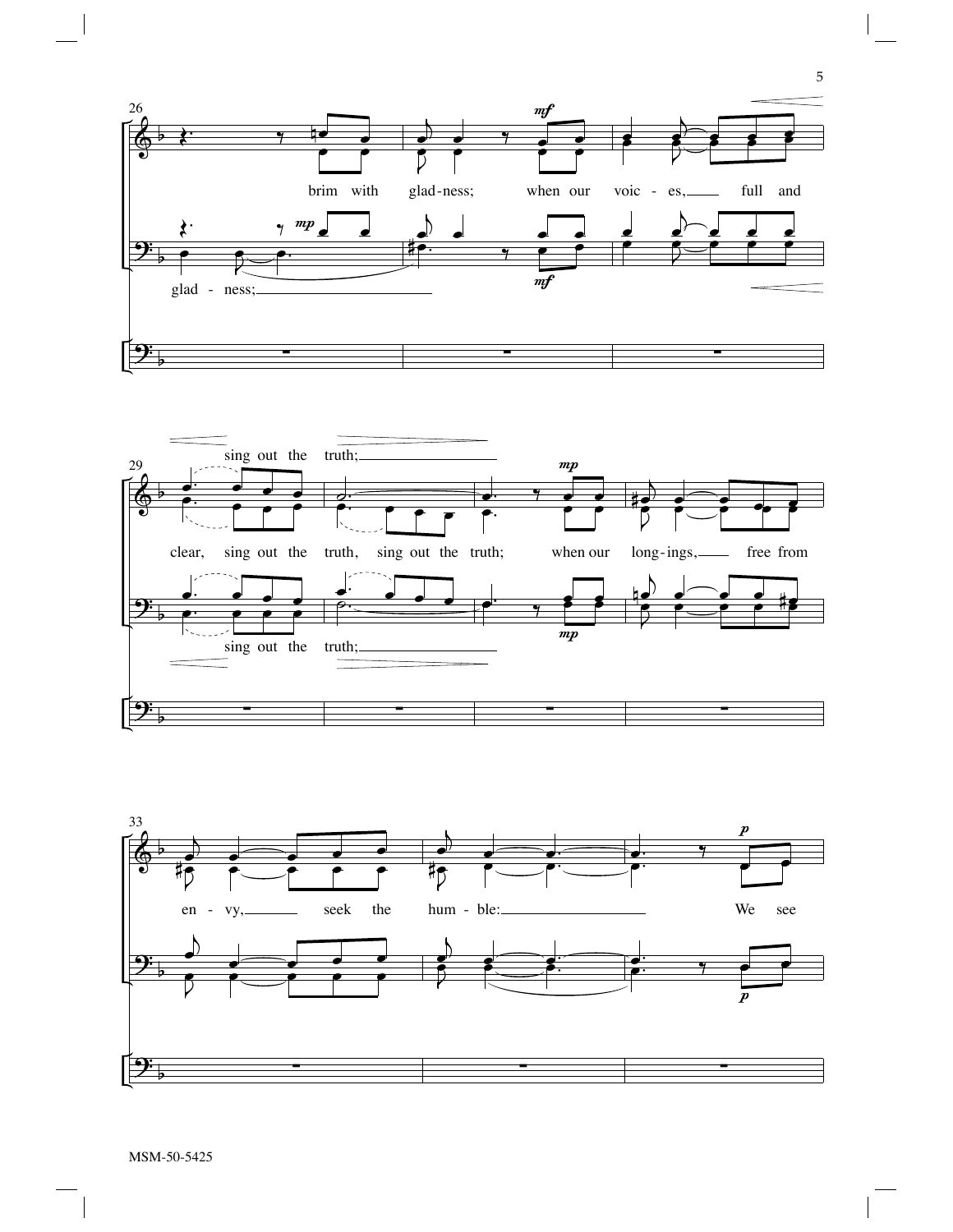26

brim with glad-ness; when our voic - es, full and

glad - ness;

29

sing out the truth;

clear, sing out the truth, sing out the truth; when our long-ings, free from

sing out the truth;

33

en - vy, seek the hum - ble: We see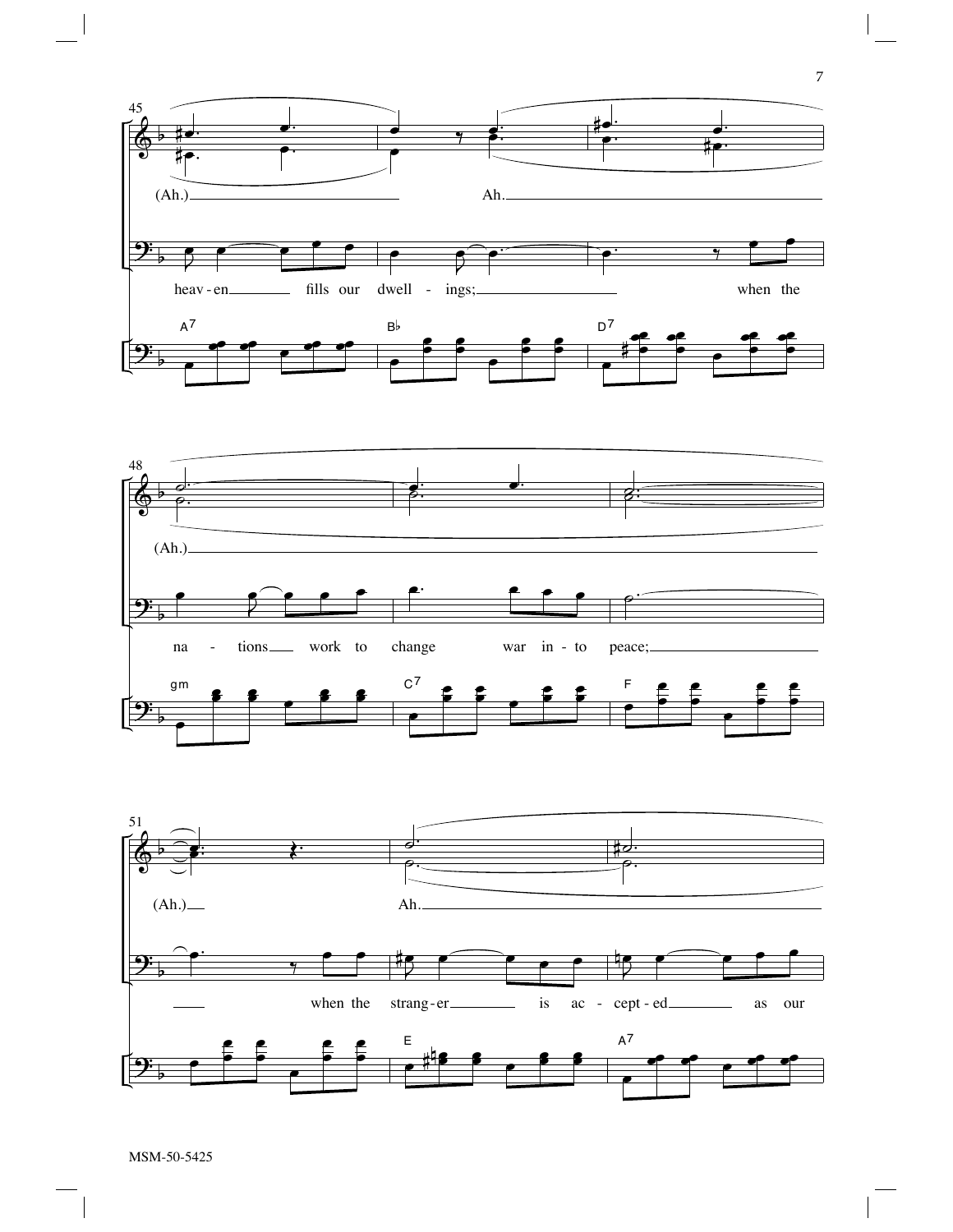45

(Ah.) Ah.

heav - en fills our dwell - ings; when the

A7 B♭ D7

48

(Ah.)

na - tions work to change war in - to peace;

gm C7 F

51

(Ah.) Ah.

when the strang - er is ac - cept - ed as our

E A7

MSM-50-5425